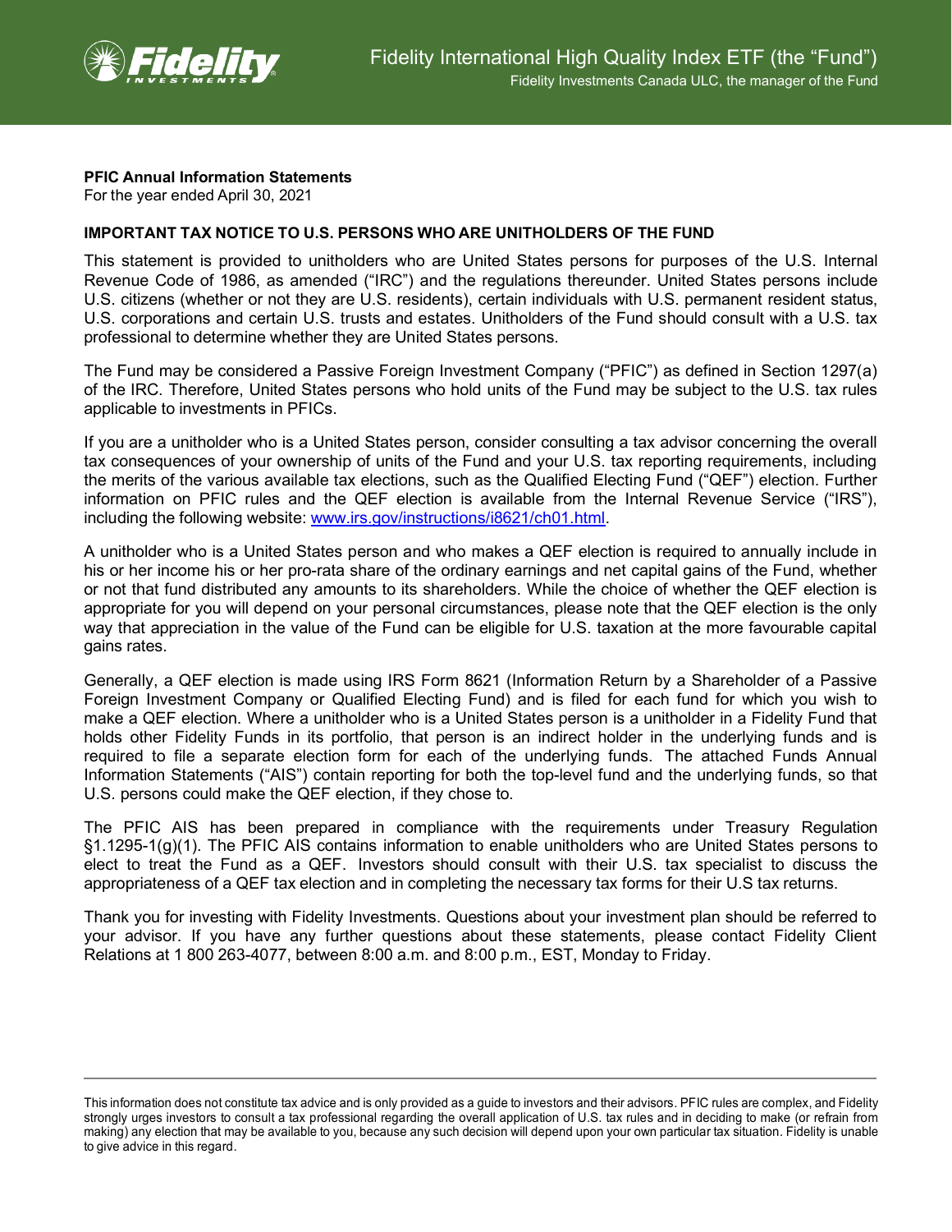Fidelity International High Quality Index ETF (the "Fund")

Fidelity Investments Canada ULC, the manager of the Fund

**PFIC Annual Information Statements**
For the year ended April 30, 2021

**IMPORTANT TAX NOTICE TO U.S. PERSONS WHO ARE UNITHOLDERS OF THE FUND**

This statement is provided to unitholders who are United States persons for purposes of the U.S. Internal Revenue Code of 1986, as amended ("IRC") and the regulations thereunder. United States persons include U.S. citizens (whether or not they are U.S. residents), certain individuals with U.S. permanent resident status, U.S. corporations and certain U.S. trusts and estates. Unitholders of the Fund should consult with a U.S. tax professional to determine whether they are United States persons.

The Fund may be considered a Passive Foreign Investment Company ("PFIC") as defined in Section 1297(a) of the IRC. Therefore, United States persons who hold units of the Fund may be subject to the U.S. tax rules applicable to investments in PFICs.

If you are a unitholder who is a United States person, consider consulting a tax advisor concerning the overall tax consequences of your ownership of units of the Fund and your U.S. tax reporting requirements, including the merits of the various available tax elections, such as the Qualified Electing Fund ("QEF") election. Further information on PFIC rules and the QEF election is available from the Internal Revenue Service ("IRS"), including the following website: [www.irs.gov/instructions/i8621/ch01.html](www.irs.gov/instructions/i8621/ch01.html).

A unitholder who is a United States person and who makes a QEF election is required to annually include in his or her income his or her pro-rata share of the ordinary earnings and net capital gains of the Fund, whether or not that fund distributed any amounts to its shareholders. While the choice of whether the QEF election is appropriate for you will depend on your personal circumstances, please note that the QEF election is the only way that appreciation in the value of the Fund can be eligible for U.S. taxation at the more favourable capital gains rates.

Generally, a QEF election is made using IRS Form 8621 (Information Return by a Shareholder of a Passive Foreign Investment Company or Qualified Electing Fund) and is filed for each fund for which you wish to make a QEF election. Where a unitholder who is a United States person is a unitholder in a Fidelity Fund that holds other Fidelity Funds in its portfolio, that person is an indirect holder in the underlying funds and is required to file a separate election form for each of the underlying funds. The attached Funds Annual Information Statements ("AIS") contain reporting for both the top-level fund and the underlying funds, so that U.S. persons could make the QEF election, if they chose to.

The PFIC AIS has been prepared in compliance with the requirements under Treasury Regulation §1.1295-1(g)(1). The PFIC AIS contains information to enable unitholders who are United States persons to elect to treat the Fund as a QEF. Investors should consult with their U.S. tax specialist to discuss the appropriateness of a QEF tax election and in completing the necessary tax forms for their U.S tax returns.

Thank you for investing with Fidelity Investments. Questions about your investment plan should be referred to your advisor. If you have any further questions about these statements, please contact Fidelity Client Relations at 1 800 263-4077, between 8:00 a.m. and 8:00 p.m., EST, Monday to Friday.

This information does not constitute tax advice and is only provided as a guide to investors and their advisors. PFIC rules are complex, and Fidelity strongly urges investors to consult a tax professional regarding the overall application of U.S. tax rules and in deciding to make (or refrain from making) any election that may be available to you, because any such decision will depend upon your own particular tax situation. Fidelity is unable to give advice in this regard.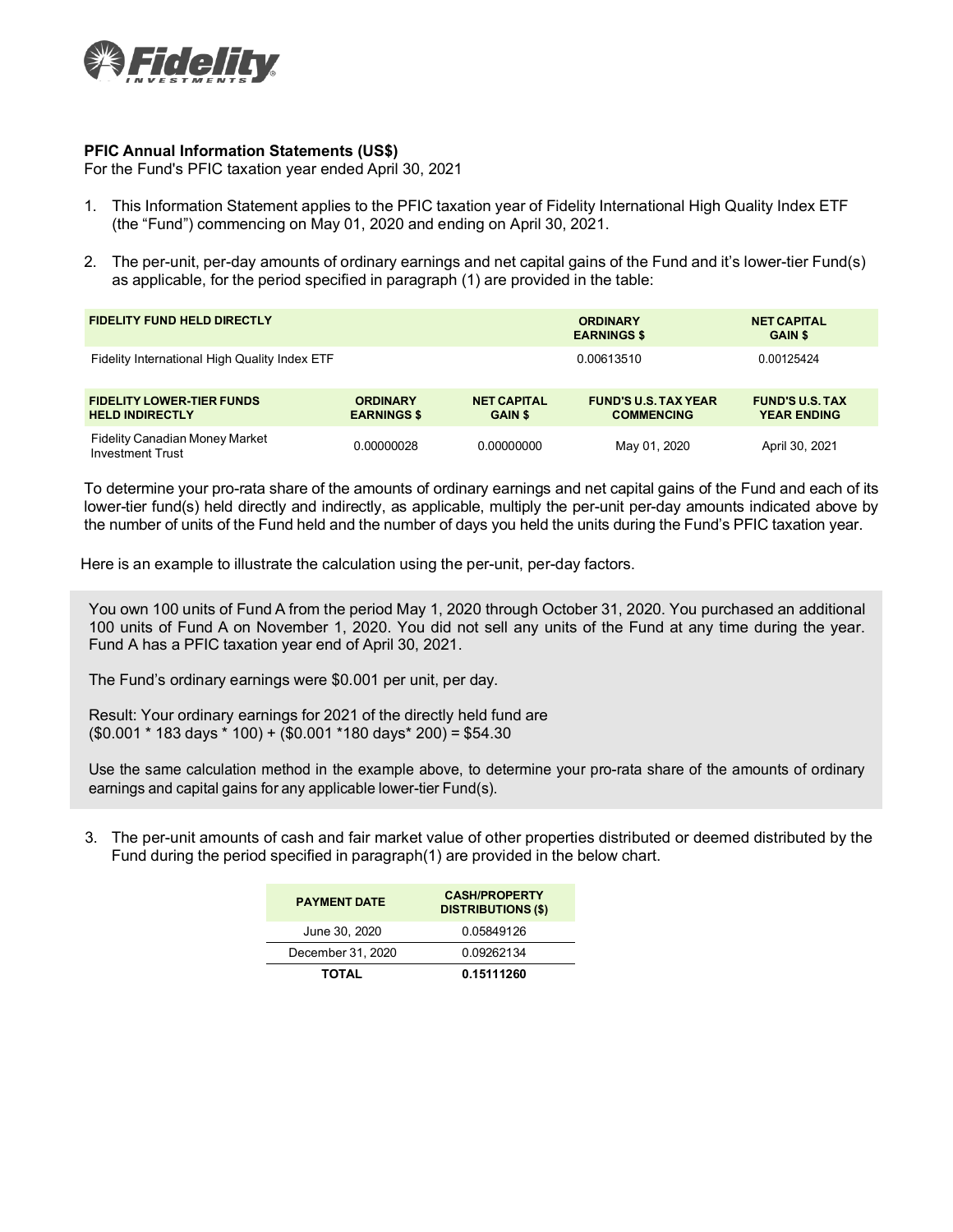**PFIC Annual Information Statements (US$)**

For the Fund's PFIC taxation year ended April 30, 2021

1. This Information Statement applies to the PFIC taxation year of Fidelity International High Quality Index ETF (the "Fund") commencing on May 01, 2020 and ending on April 30, 2021.

2. The per-unit, per-day amounts of ordinary earnings and net capital gains of the Fund and it's lower-tier Fund(s) as applicable, for the period specified in paragraph (1) are provided in the table:

| FIDELITY FUND HELD DIRECTLY | ORDINARY EARNINGS $ | NET CAPITAL GAIN $ |
|---|---|---|
| Fidelity International High Quality Index ETF | 0.00613510 | 0.00125424 |

| FIDELITY LOWER-TIER FUNDS HELD INDIRECTLY | ORDINARY EARNINGS $ | NET CAPITAL GAIN $ | FUND'S U.S. TAX YEAR COMMENCING | FUND'S U.S. TAX YEAR ENDING |
|---|---|---|---|---|
| Fidelity Canadian Money Market Investment Trust | 0.00000028 | 0.00000000 | May 01, 2020 | April 30, 2021 |

To determine your pro-rata share of the amounts of ordinary earnings and net capital gains of the Fund and each of its lower-tier fund(s) held directly and indirectly, as applicable, multiply the per-unit per-day amounts indicated above by the number of units of the Fund held and the number of days you held the units during the Fund's PFIC taxation year.

Here is an example to illustrate the calculation using the per-unit, per-day factors.

You own 100 units of Fund A from the period May 1, 2020 through October 31, 2020. You purchased an additional 100 units of Fund A on November 1, 2020. You did not sell any units of the Fund at any time during the year. Fund A has a PFIC taxation year end of April 30, 2021.

The Fund's ordinary earnings were $0.001 per unit, per day.

Result: Your ordinary earnings for 2021 of the directly held fund are
($0.001 * 183 days * 100) + ($0.001 *180 days* 200) = $54.30

Use the same calculation method in the example above, to determine your pro-rata share of the amounts of ordinary earnings and capital gains for any applicable lower-tier Fund(s).

3. The per-unit amounts of cash and fair market value of other properties distributed or deemed distributed by the Fund during the period specified in paragraph(1) are provided in the below chart.

| PAYMENT DATE | CASH/PROPERTY DISTRIBUTIONS ($) |
|---|---|
| June 30, 2020 | 0.05849126 |
| December 31, 2020 | 0.09262134 |
| **TOTAL** | **0.15111260** |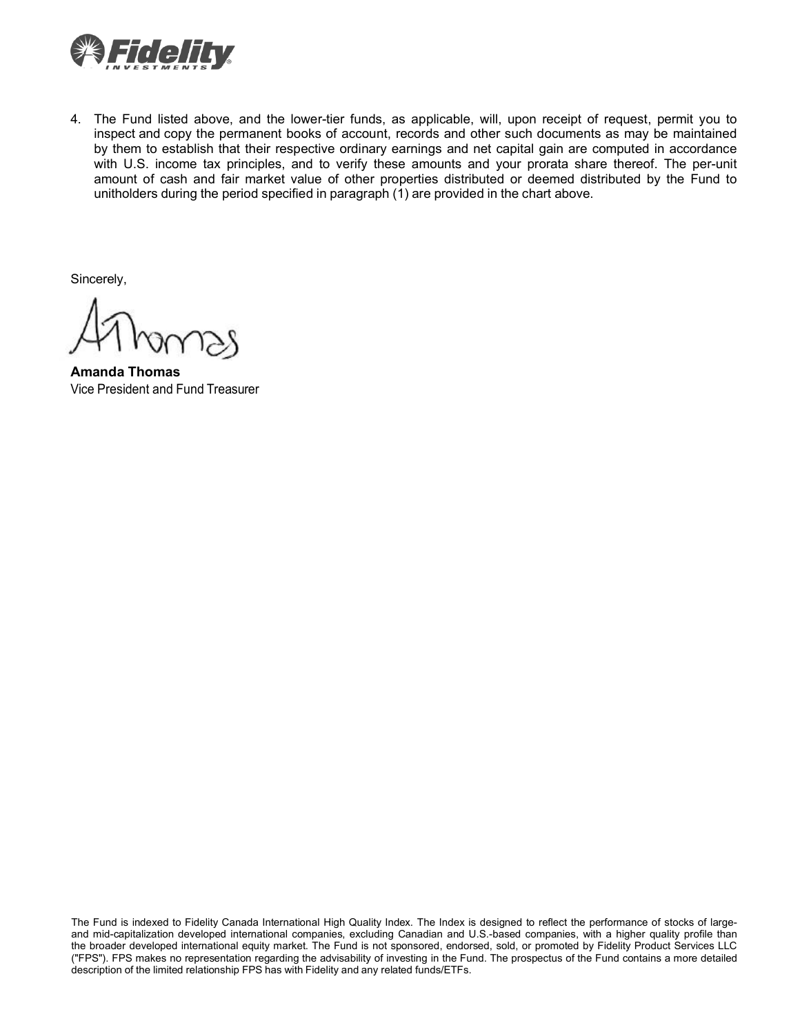4. The Fund listed above, and the lower-tier funds, as applicable, will, upon receipt of request, permit you to inspect and copy the permanent books of account, records and other such documents as may be maintained by them to establish that their respective ordinary earnings and net capital gain are computed in accordance with U.S. income tax principles, and to verify these amounts and your prorata share thereof. The per-unit amount of cash and fair market value of other properties distributed or deemed distributed by the Fund to unitholders during the period specified in paragraph (1) are provided in the chart above.

Sincerely,

**Amanda Thomas**
Vice President and Fund Treasurer

The Fund is indexed to Fidelity Canada International High Quality Index. The Index is designed to reflect the performance of stocks of large- and mid-capitalization developed international companies, excluding Canadian and U.S.-based companies, with a higher quality profile than the broader developed international equity market. The Fund is not sponsored, endorsed, sold, or promoted by Fidelity Product Services LLC ("FPS"). FPS makes no representation regarding the advisability of investing in the Fund. The prospectus of the Fund contains a more detailed description of the limited relationship FPS has with Fidelity and any related funds/ETFs.